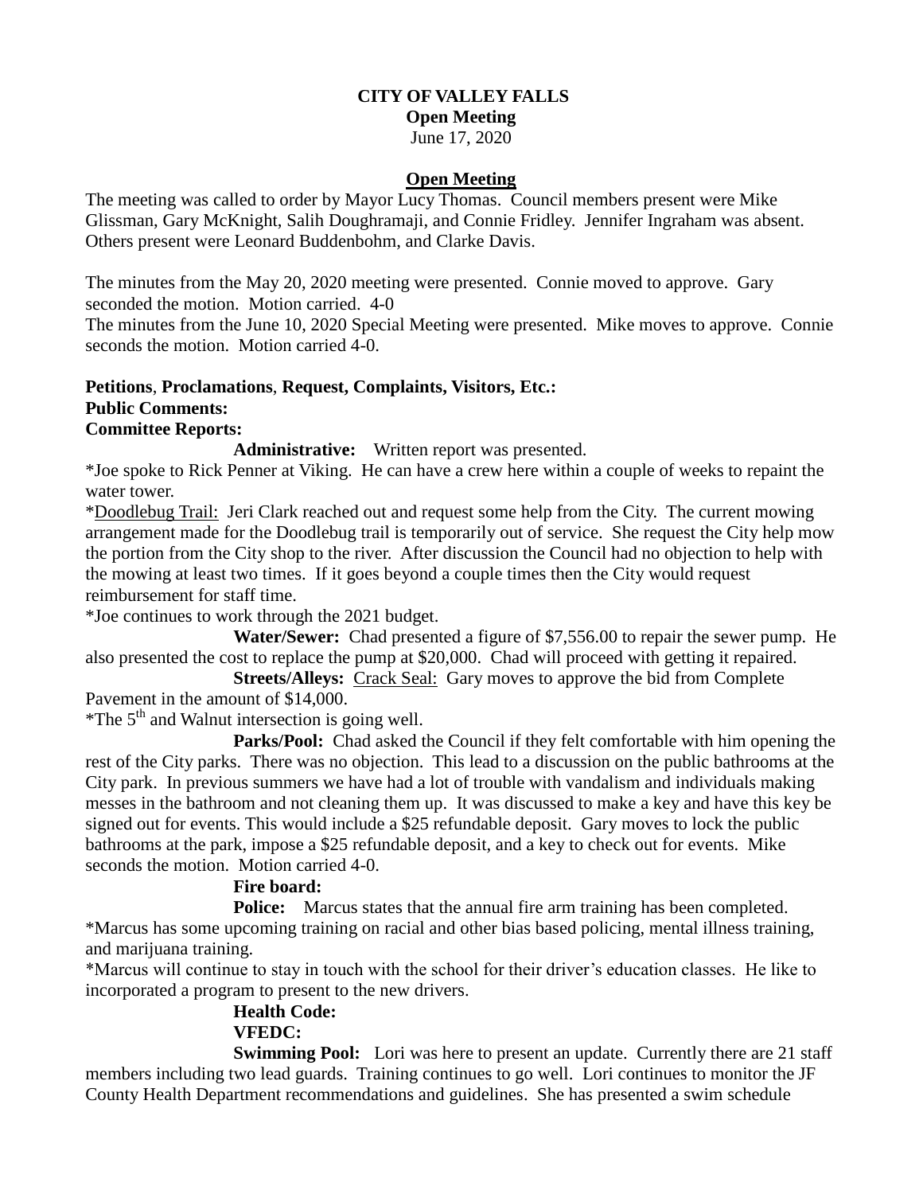**CITY OF VALLEY FALLS**
**Open Meeting**
June 17, 2020

## Open Meeting

The meeting was called to order by Mayor Lucy Thomas. Council members present were Mike Glissman, Gary McKnight, Salih Doughramaji, and Connie Fridley. Jennifer Ingraham was absent. Others present were Leonard Buddenbohm, and Clarke Davis.

The minutes from the May 20, 2020 meeting were presented. Connie moved to approve. Gary seconded the motion. Motion carried. 4-0
The minutes from the June 10, 2020 Special Meeting were presented. Mike moves to approve. Connie seconds the motion. Motion carried 4-0.

**Petitions**, **Proclamations**, **Request, Complaints, Visitors, Etc.:**
**Public Comments:**
**Committee Reports:**

**Administrative:** Written report was presented.

*Joe spoke to Rick Penner at Viking. He can have a crew here within a couple of weeks to repaint the water tower.

*Doodlebug Trail: Jeri Clark reached out and request some help from the City. The current mowing arrangement made for the Doodlebug trail is temporarily out of service. She request the City help mow the portion from the City shop to the river. After discussion the Council had no objection to help with the mowing at least two times. If it goes beyond a couple times then the City would request reimbursement for staff time.

*Joe continues to work through the 2021 budget.

**Water/Sewer:** Chad presented a figure of $7,556.00 to repair the sewer pump. He also presented the cost to replace the pump at $20,000. Chad will proceed with getting it repaired.

**Streets/Alleys:** Crack Seal: Gary moves to approve the bid from Complete Pavement in the amount of $14,000.

*The 5th and Walnut intersection is going well.

**Parks/Pool:** Chad asked the Council if they felt comfortable with him opening the rest of the City parks. There was no objection. This lead to a discussion on the public bathrooms at the City park. In previous summers we have had a lot of trouble with vandalism and individuals making messes in the bathroom and not cleaning them up. It was discussed to make a key and have this key be signed out for events. This would include a $25 refundable deposit. Gary moves to lock the public bathrooms at the park, impose a $25 refundable deposit, and a key to check out for events. Mike seconds the motion. Motion carried 4-0.

**Fire board:**

**Police:** Marcus states that the annual fire arm training has been completed.

*Marcus has some upcoming training on racial and other bias based policing, mental illness training, and marijuana training.

*Marcus will continue to stay in touch with the school for their driver's education classes. He like to incorporated a program to present to the new drivers.

**Health Code:**

**VFEDC:**

**Swimming Pool:** Lori was here to present an update. Currently there are 21 staff members including two lead guards. Training continues to go well. Lori continues to monitor the JF County Health Department recommendations and guidelines. She has presented a swim schedule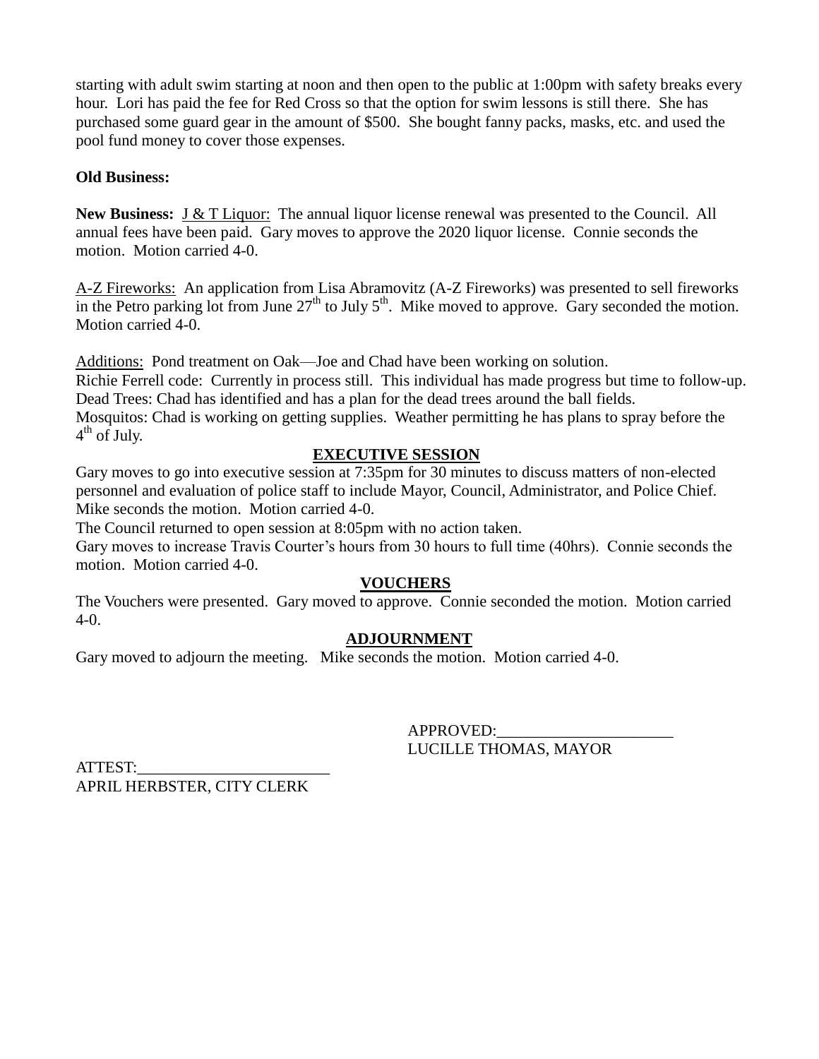starting with adult swim starting at noon and then open to the public at 1:00pm with safety breaks every hour. Lori has paid the fee for Red Cross so that the option for swim lessons is still there. She has purchased some guard gear in the amount of $500. She bought fanny packs, masks, etc. and used the pool fund money to cover those expenses.

**Old Business:**

**New Business:** J & T Liquor: The annual liquor license renewal was presented to the Council. All annual fees have been paid. Gary moves to approve the 2020 liquor license. Connie seconds the motion. Motion carried 4-0.

A-Z Fireworks: An application from Lisa Abramovitz (A-Z Fireworks) was presented to sell fireworks in the Petro parking lot from June 27th to July 5th. Mike moved to approve. Gary seconded the motion. Motion carried 4-0.

Additions: Pond treatment on Oak—Joe and Chad have been working on solution.
Richie Ferrell code: Currently in process still. This individual has made progress but time to follow-up.
Dead Trees: Chad has identified and has a plan for the dead trees around the ball fields.
Mosquitos: Chad is working on getting supplies. Weather permitting he has plans to spray before the 4th of July.

## EXECUTIVE SESSION

Gary moves to go into executive session at 7:35pm for 30 minutes to discuss matters of non-elected personnel and evaluation of police staff to include Mayor, Council, Administrator, and Police Chief. Mike seconds the motion. Motion carried 4-0.
The Council returned to open session at 8:05pm with no action taken.
Gary moves to increase Travis Courter's hours from 30 hours to full time (40hrs). Connie seconds the motion. Motion carried 4-0.

## VOUCHERS

The Vouchers were presented. Gary moved to approve. Connie seconded the motion. Motion carried 4-0.

## ADJOURNMENT

Gary moved to adjourn the meeting. Mike seconds the motion. Motion carried 4-0.

APPROVED:______________________
LUCILLE THOMAS, MAYOR

ATTEST:________________________
APRIL HERBSTER, CITY CLERK